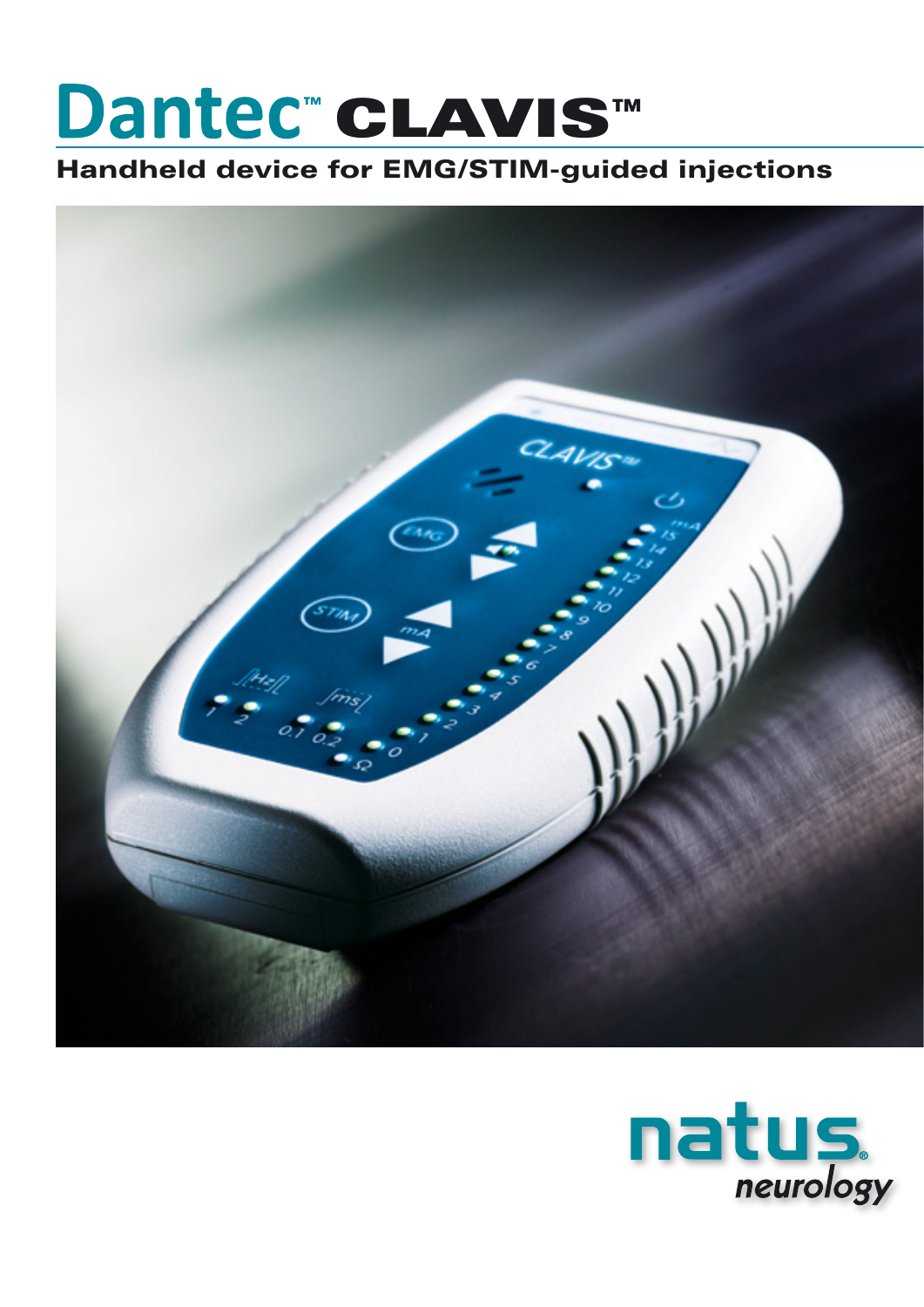# Dantec™ CLAVIS™

## Handheld device for EMG/STIM-guided injections

natus. neurology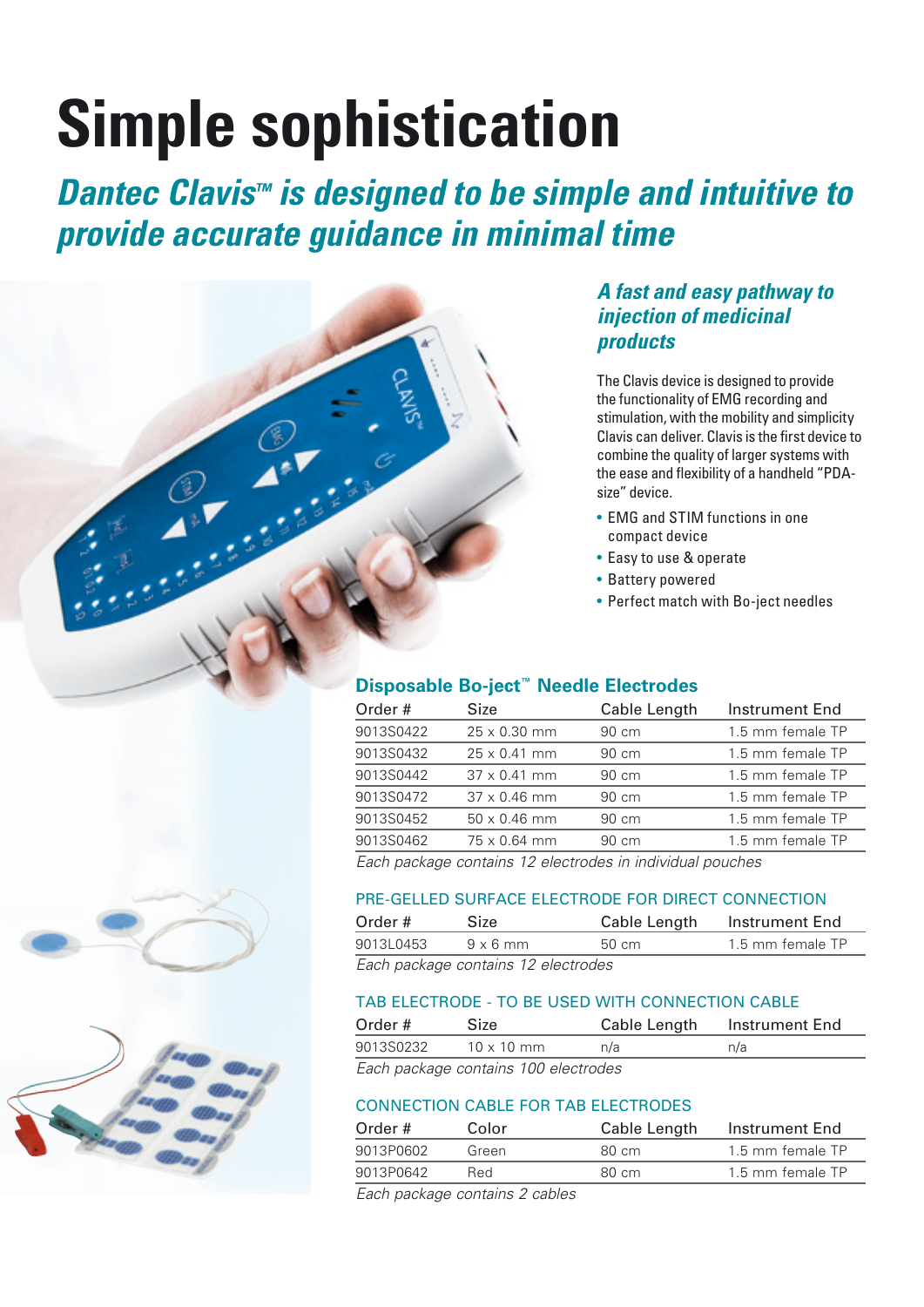# Simple sophistication

## *Dantec Clavis™ is designed to be simple and intuitive to provide accurate guidance in minimal time*

### *A fast and easy pathway to injection of medicinal products*

The Clavis device is designed to provide the functionality of EMG recording and stimulation, with the mobility and simplicity Clavis can deliver. Clavis is the first device to combine the quality of larger systems with the ease and flexibility of a handheld "PDA-size" device.

- EMG and STIM functions in one compact device
- Easy to use & operate
- Battery powered
- Perfect match with Bo-ject needles

### Disposable Bo-ject™ Needle Electrodes

| Order # | Size | Cable Length | Instrument End |
|---|---|---|---|
| 9013S0422 | 25 x 0.30 mm | 90 cm | 1.5 mm female TP |
| 9013S0432 | 25 x 0.41 mm | 90 cm | 1.5 mm female TP |
| 9013S0442 | 37 x 0.41 mm | 90 cm | 1.5 mm female TP |
| 9013S0472 | 37 x 0.46 mm | 90 cm | 1.5 mm female TP |
| 9013S0452 | 50 x 0.46 mm | 90 cm | 1.5 mm female TP |
| 9013S0462 | 75 x 0.64 mm | 90 cm | 1.5 mm female TP |

*Each package contains 12 electrodes in individual pouches*

### PRE-GELLED SURFACE ELECTRODE FOR DIRECT CONNECTION

| Order # | Size | Cable Length | Instrument End |
|---|---|---|---|
| 9013L0453 | 9 x 6 mm | 50 cm | 1.5 mm female TP |

*Each package contains 12 electrodes*

### TAB ELECTRODE - TO BE USED WITH CONNECTION CABLE

| Order # | Size | Cable Length | Instrument End |
|---|---|---|---|
| 9013S0232 | 10 x 10 mm | n/a | n/a |

*Each package contains 100 electrodes*

### CONNECTION CABLE FOR TAB ELECTRODES

| Order # | Color | Cable Length | Instrument End |
|---|---|---|---|
| 9013P0602 | Green | 80 cm | 1.5 mm female TP |
| 9013P0642 | Red | 80 cm | 1.5 mm female TP |

*Each package contains 2 cables*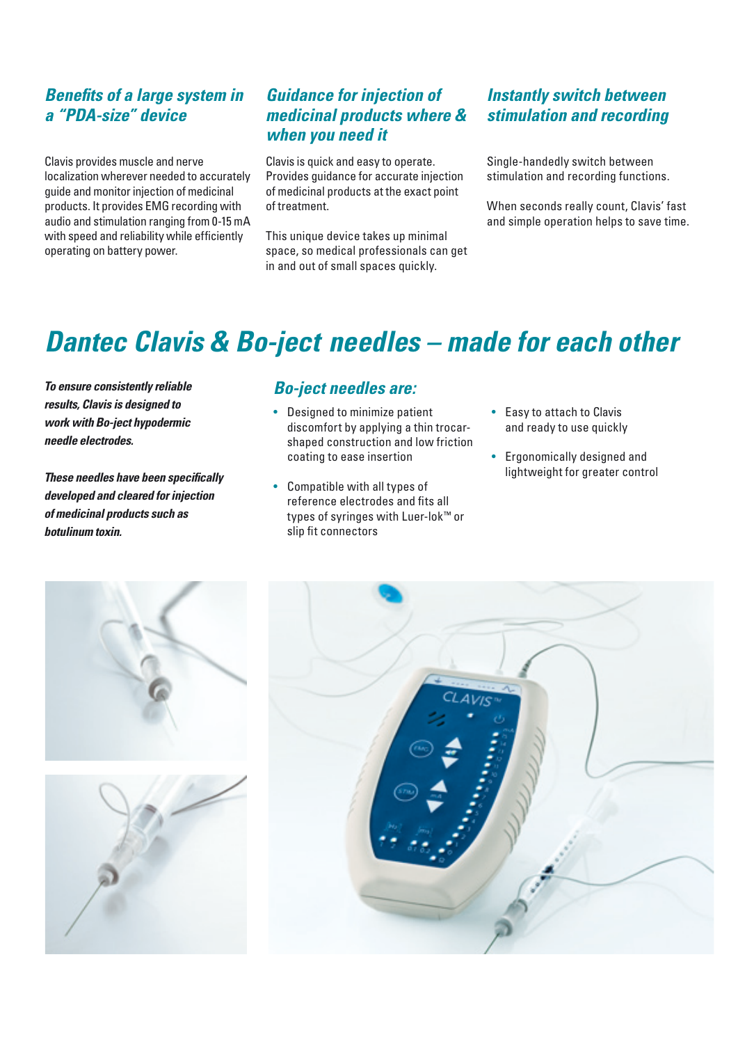### *Benefits of a large system in a "PDA-size" device*

Clavis provides muscle and nerve localization wherever needed to accurately guide and monitor injection of medicinal products. It provides EMG recording with audio and stimulation ranging from 0-15 mA with speed and reliability while efficiently operating on battery power.

### *Guidance for injection of medicinal products where & when you need it*

Clavis is quick and easy to operate. Provides guidance for accurate injection of medicinal products at the exact point of treatment.

This unique device takes up minimal space, so medical professionals can get in and out of small spaces quickly.

### *Instantly switch between stimulation and recording*

Single-handedly switch between stimulation and recording functions.

When seconds really count, Clavis' fast and simple operation helps to save time.

## *Dantec Clavis & Bo-ject needles – made for each other*

***To ensure consistently reliable results, Clavis is designed to work with Bo-ject hypodermic needle electrodes.***

***These needles have been specifically developed and cleared for injection of medicinal products such as botulinum toxin.***

### *Bo-ject needles are:*

- Designed to minimize patient discomfort by applying a thin trocar-shaped construction and low friction coating to ease insertion
- Compatible with all types of reference electrodes and fits all types of syringes with Luer-lok™ or slip fit connectors
- Easy to attach to Clavis and ready to use quickly
- Ergonomically designed and lightweight for greater control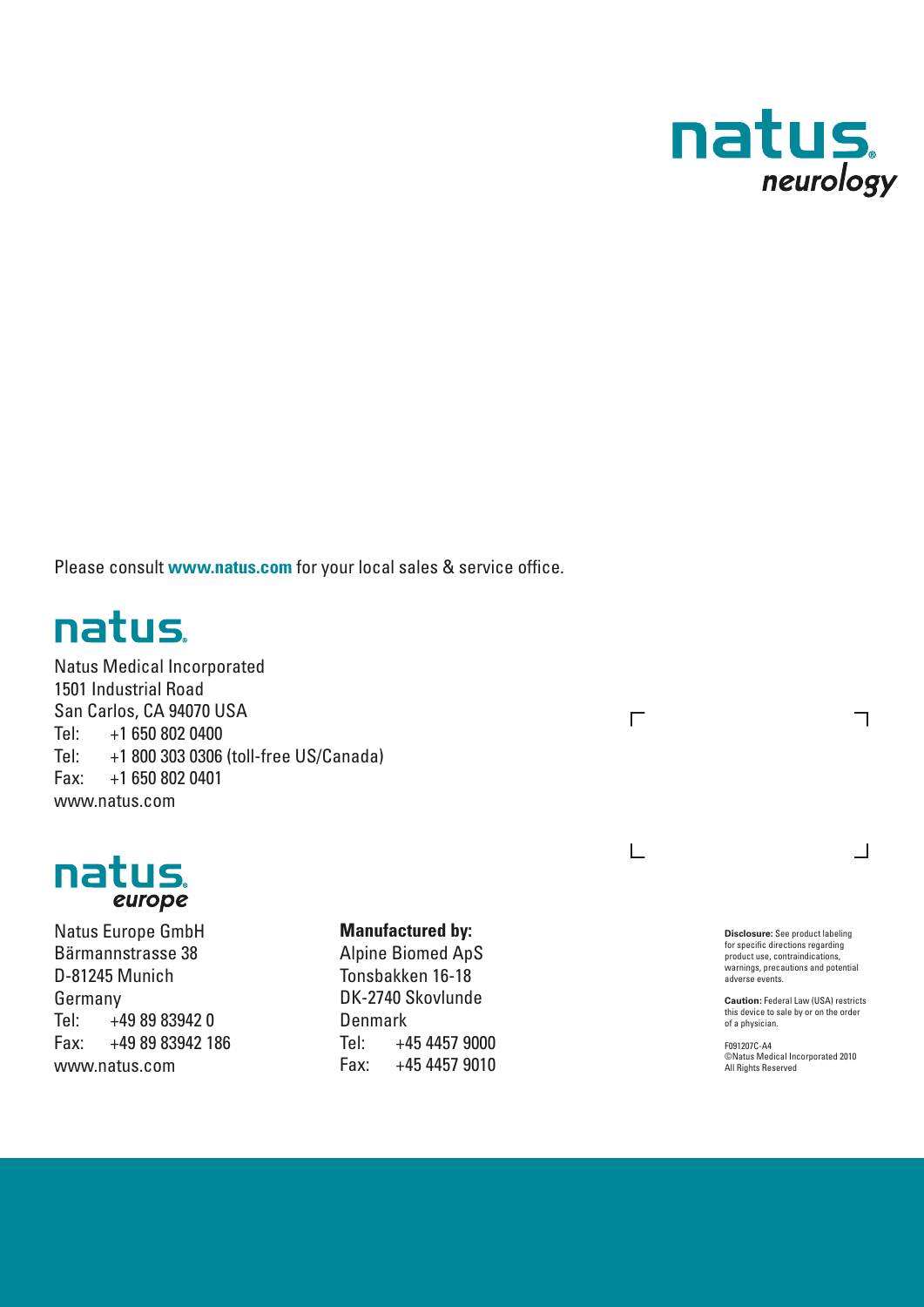natus neurology

Please consult **www.natus.com** for your local sales & service office.

natus

Natus Medical Incorporated
1501 Industrial Road
San Carlos, CA 94070 USA
Tel: +1 650 802 0400
Tel: +1 800 303 0306 (toll-free US/Canada)
Fax: +1 650 802 0401
www.natus.com

natus europe

Natus Europe GmbH
Bärmannstrasse 38
D-81245 Munich
Germany
Tel: +49 89 83942 0
Fax: +49 89 83942 186
www.natus.com

**Manufactured by:**
Alpine Biomed ApS
Tonsbakken 16-18
DK-2740 Skovlunde
Denmark
Tel: +45 4457 9000
Fax: +45 4457 9010

**Disclosure:** See product labeling for specific directions regarding product use, contraindications, warnings, precautions and potential adverse events.

**Caution:** Federal Law (USA) restricts this device to sale by or on the order of a physician.

F091207C-A4
©Natus Medical Incorporated 2010
All Rights Reserved